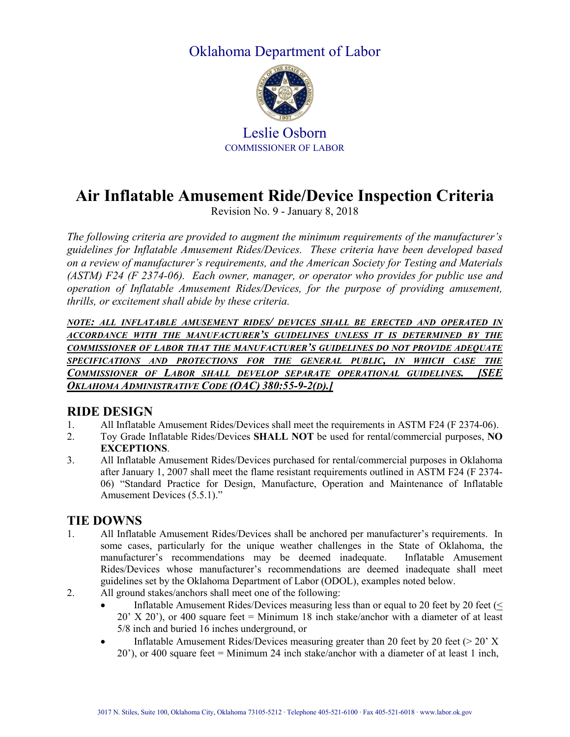Oklahoma Department of Labor

Leslie Osborn
COMMISSIONER OF LABOR

# Air Inflatable Amusement Ride/Device Inspection Criteria

Revision No. 9 - January 8, 2018

*The following criteria are provided to augment the minimum requirements of the manufacturer's guidelines for Inflatable Amusement Rides/Devices. These criteria have been developed based on a review of manufacturer's requirements, and the American Society for Testing and Materials (ASTM) F24 (F 2374-06). Each owner, manager, or operator who provides for public use and operation of Inflatable Amusement Rides/Devices, for the purpose of providing amusement, thrills, or excitement shall abide by these criteria.*

***NOTE: ALL INFLATABLE AMUSEMENT RIDES/ DEVICES SHALL BE ERECTED AND OPERATED IN ACCORDANCE WITH THE MANUFACTURER'S GUIDELINES UNLESS IT IS DETERMINED BY THE COMMISSIONER OF LABOR THAT THE MANUFACTURER'S GUIDELINES DO NOT PROVIDE ADEQUATE SPECIFICATIONS AND PROTECTIONS FOR THE GENERAL PUBLIC, IN WHICH CASE THE COMMISSIONER OF LABOR SHALL DEVELOP SEPARATE OPERATIONAL GUIDELINES. [SEE OKLAHOMA ADMINISTRATIVE CODE (OAC) 380:55-9-2(D).]***

## RIDE DESIGN

1. All Inflatable Amusement Rides/Devices shall meet the requirements in ASTM F24 (F 2374-06).
2. Toy Grade Inflatable Rides/Devices **SHALL NOT** be used for rental/commercial purposes, **NO EXCEPTIONS**.
3. All Inflatable Amusement Rides/Devices purchased for rental/commercial purposes in Oklahoma after January 1, 2007 shall meet the flame resistant requirements outlined in ASTM F24 (F 2374-06) "Standard Practice for Design, Manufacture, Operation and Maintenance of Inflatable Amusement Devices (5.5.1)."

## TIE DOWNS

1. All Inflatable Amusement Rides/Devices shall be anchored per manufacturer's requirements. In some cases, particularly for the unique weather challenges in the State of Oklahoma, the manufacturer's recommendations may be deemed inadequate. Inflatable Amusement Rides/Devices whose manufacturer's recommendations are deemed inadequate shall meet guidelines set by the Oklahoma Department of Labor (ODOL), examples noted below.
2. All ground stakes/anchors shall meet one of the following:
   - Inflatable Amusement Rides/Devices measuring less than or equal to 20 feet by 20 feet (≤ 20' X 20'), or 400 square feet = Minimum 18 inch stake/anchor with a diameter of at least 5/8 inch and buried 16 inches underground, or
   - Inflatable Amusement Rides/Devices measuring greater than 20 feet by 20 feet (> 20' X 20'), or 400 square feet = Minimum 24 inch stake/anchor with a diameter of at least 1 inch,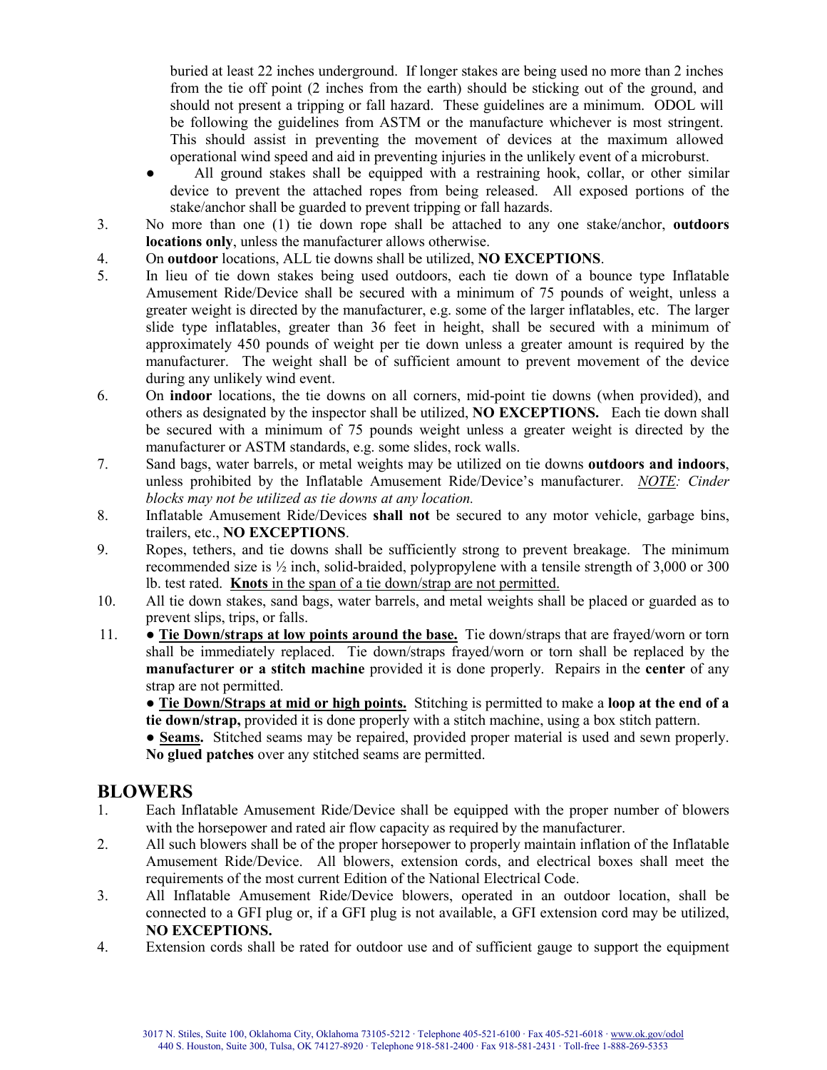buried at least 22 inches underground. If longer stakes are being used no more than 2 inches from the tie off point (2 inches from the earth) should be sticking out of the ground, and should not present a tripping or fall hazard. These guidelines are a minimum. ODOL will be following the guidelines from ASTM or the manufacture whichever is most stringent. This should assist in preventing the movement of devices at the maximum allowed operational wind speed and aid in preventing injuries in the unlikely event of a microburst.

- All ground stakes shall be equipped with a restraining hook, collar, or other similar device to prevent the attached ropes from being released. All exposed portions of the stake/anchor shall be guarded to prevent tripping or fall hazards.

3. No more than one (1) tie down rope shall be attached to any one stake/anchor, **outdoors locations only**, unless the manufacturer allows otherwise.
4. On **outdoor** locations, ALL tie downs shall be utilized, **NO EXCEPTIONS**.
5. In lieu of tie down stakes being used outdoors, each tie down of a bounce type Inflatable Amusement Ride/Device shall be secured with a minimum of 75 pounds of weight, unless a greater weight is directed by the manufacturer, e.g. some of the larger inflatables, etc. The larger slide type inflatables, greater than 36 feet in height, shall be secured with a minimum of approximately 450 pounds of weight per tie down unless a greater amount is required by the manufacturer. The weight shall be of sufficient amount to prevent movement of the device during any unlikely wind event.
6. On **indoor** locations, the tie downs on all corners, mid-point tie downs (when provided), and others as designated by the inspector shall be utilized, **NO EXCEPTIONS.** Each tie down shall be secured with a minimum of 75 pounds weight unless a greater weight is directed by the manufacturer or ASTM standards, e.g. some slides, rock walls.
7. Sand bags, water barrels, or metal weights may be utilized on tie downs **outdoors and indoors**, unless prohibited by the Inflatable Amusement Ride/Device's manufacturer. *<u>NOTE</u>: Cinder blocks may not be utilized as tie downs at any location.*
8. Inflatable Amusement Ride/Devices **shall not** be secured to any motor vehicle, garbage bins, trailers, etc., **NO EXCEPTIONS**.
9. Ropes, tethers, and tie downs shall be sufficiently strong to prevent breakage. The minimum recommended size is ½ inch, solid-braided, polypropylene with a tensile strength of 3,000 or 300 lb. test rated. <u>**Knots** in the span of a tie down/strap are not permitted.</u>
10. All tie down stakes, sand bags, water barrels, and metal weights shall be placed or guarded as to prevent slips, trips, or falls.
11. ● <u>**Tie Down/straps at low points around the base.**</u> Tie down/straps that are frayed/worn or torn shall be immediately replaced. Tie down/straps frayed/worn or torn shall be replaced by the **manufacturer or a stitch machine** provided it is done properly. Repairs in the **center** of any strap are not permitted.

    ● <u>**Tie Down/Straps at mid or high points.**</u> Stitching is permitted to make a **loop at the end of a tie down/strap,** provided it is done properly with a stitch machine, using a box stitch pattern.

    ● <u>**Seams.**</u> Stitched seams may be repaired, provided proper material is used and sewn properly. **No glued patches** over any stitched seams are permitted.

## BLOWERS

1. Each Inflatable Amusement Ride/Device shall be equipped with the proper number of blowers with the horsepower and rated air flow capacity as required by the manufacturer.
2. All such blowers shall be of the proper horsepower to properly maintain inflation of the Inflatable Amusement Ride/Device. All blowers, extension cords, and electrical boxes shall meet the requirements of the most current Edition of the National Electrical Code.
3. All Inflatable Amusement Ride/Device blowers, operated in an outdoor location, shall be connected to a GFI plug or, if a GFI plug is not available, a GFI extension cord may be utilized, **NO EXCEPTIONS.**
4. Extension cords shall be rated for outdoor use and of sufficient gauge to support the equipment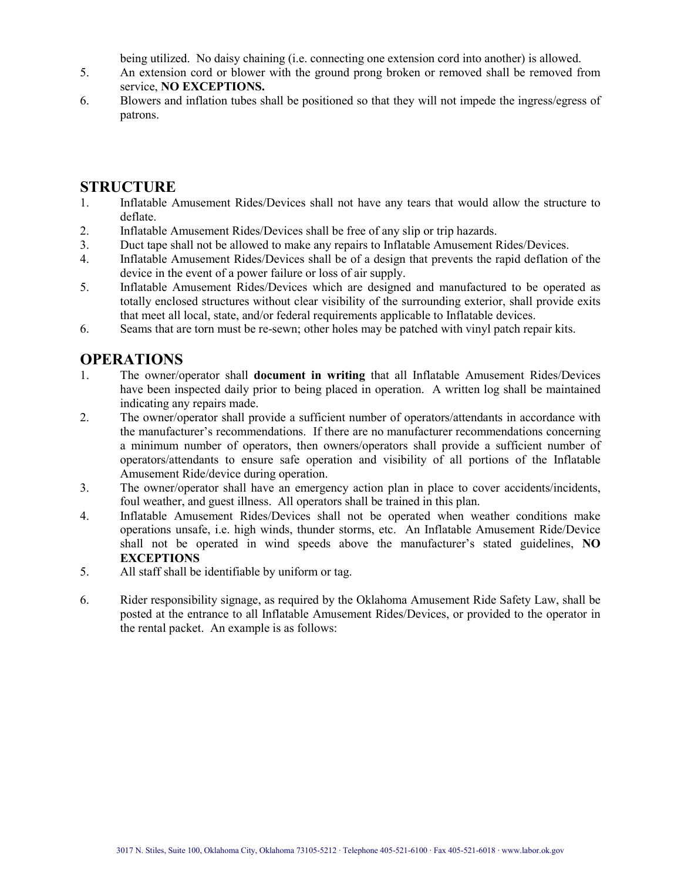being utilized. No daisy chaining (i.e. connecting one extension cord into another) is allowed.

5. An extension cord or blower with the ground prong broken or removed shall be removed from service, **NO EXCEPTIONS.**
6. Blowers and inflation tubes shall be positioned so that they will not impede the ingress/egress of patrons.

## STRUCTURE

1. Inflatable Amusement Rides/Devices shall not have any tears that would allow the structure to deflate.
2. Inflatable Amusement Rides/Devices shall be free of any slip or trip hazards.
3. Duct tape shall not be allowed to make any repairs to Inflatable Amusement Rides/Devices.
4. Inflatable Amusement Rides/Devices shall be of a design that prevents the rapid deflation of the device in the event of a power failure or loss of air supply.
5. Inflatable Amusement Rides/Devices which are designed and manufactured to be operated as totally enclosed structures without clear visibility of the surrounding exterior, shall provide exits that meet all local, state, and/or federal requirements applicable to Inflatable devices.
6. Seams that are torn must be re-sewn; other holes may be patched with vinyl patch repair kits.

## OPERATIONS

1. The owner/operator shall **document in writing** that all Inflatable Amusement Rides/Devices have been inspected daily prior to being placed in operation. A written log shall be maintained indicating any repairs made.
2. The owner/operator shall provide a sufficient number of operators/attendants in accordance with the manufacturer's recommendations. If there are no manufacturer recommendations concerning a minimum number of operators, then owners/operators shall provide a sufficient number of operators/attendants to ensure safe operation and visibility of all portions of the Inflatable Amusement Ride/device during operation.
3. The owner/operator shall have an emergency action plan in place to cover accidents/incidents, foul weather, and guest illness. All operators shall be trained in this plan.
4. Inflatable Amusement Rides/Devices shall not be operated when weather conditions make operations unsafe, i.e. high winds, thunder storms, etc. An Inflatable Amusement Ride/Device shall not be operated in wind speeds above the manufacturer's stated guidelines, **NO EXCEPTIONS**
5. All staff shall be identifiable by uniform or tag.
6. Rider responsibility signage, as required by the Oklahoma Amusement Ride Safety Law, shall be posted at the entrance to all Inflatable Amusement Rides/Devices, or provided to the operator in the rental packet. An example is as follows: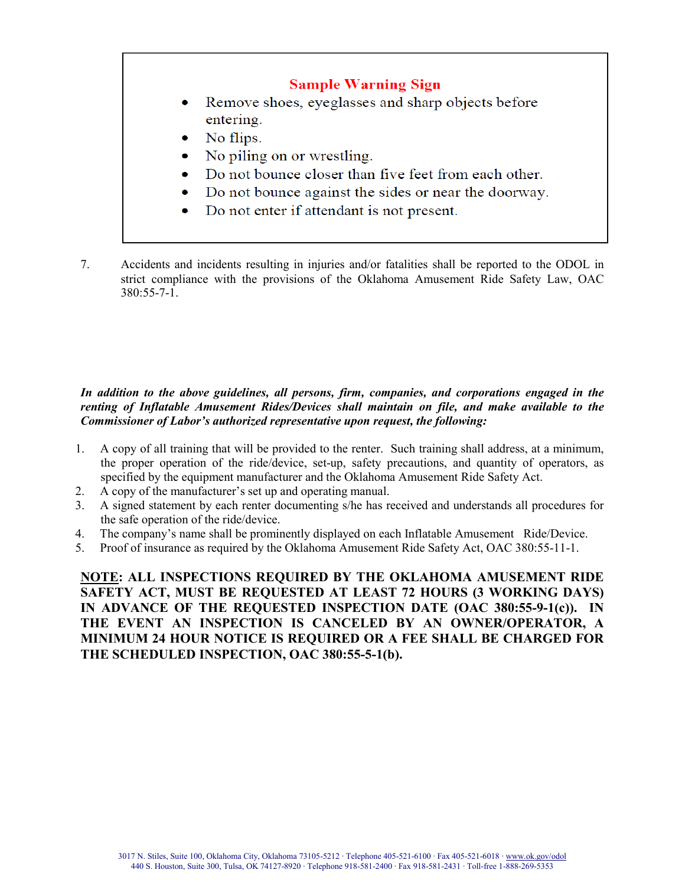**Sample Warning Sign**

- Remove shoes, eyeglasses and sharp objects before entering.
- No flips.
- No piling on or wrestling.
- Do not bounce closer than five feet from each other.
- Do not bounce against the sides or near the doorway.
- Do not enter if attendant is not present.

7. Accidents and incidents resulting in injuries and/or fatalities shall be reported to the ODOL in strict compliance with the provisions of the Oklahoma Amusement Ride Safety Law, OAC 380:55-7-1.

***In addition to the above guidelines, all persons, firm, companies, and corporations engaged in the renting of Inflatable Amusement Rides/Devices shall maintain on file, and make available to the Commissioner of Labor's authorized representative upon request, the following:***

1. A copy of all training that will be provided to the renter. Such training shall address, at a minimum, the proper operation of the ride/device, set-up, safety precautions, and quantity of operators, as specified by the equipment manufacturer and the Oklahoma Amusement Ride Safety Act.
2. A copy of the manufacturer's set up and operating manual.
3. A signed statement by each renter documenting s/he has received and understands all procedures for the safe operation of the ride/device.
4. The company's name shall be prominently displayed on each Inflatable Amusement Ride/Device.
5. Proof of insurance as required by the Oklahoma Amusement Ride Safety Act, OAC 380:55-11-1.

**<u>NOTE</u>: ALL INSPECTIONS REQUIRED BY THE OKLAHOMA AMUSEMENT RIDE SAFETY ACT, MUST BE REQUESTED AT LEAST 72 HOURS (3 WORKING DAYS) IN ADVANCE OF THE REQUESTED INSPECTION DATE (OAC 380:55-9-1(c)). IN THE EVENT AN INSPECTION IS CANCELED BY AN OWNER/OPERATOR, A MINIMUM 24 HOUR NOTICE IS REQUIRED OR A FEE SHALL BE CHARGED FOR THE SCHEDULED INSPECTION, OAC 380:55-5-1(b).**